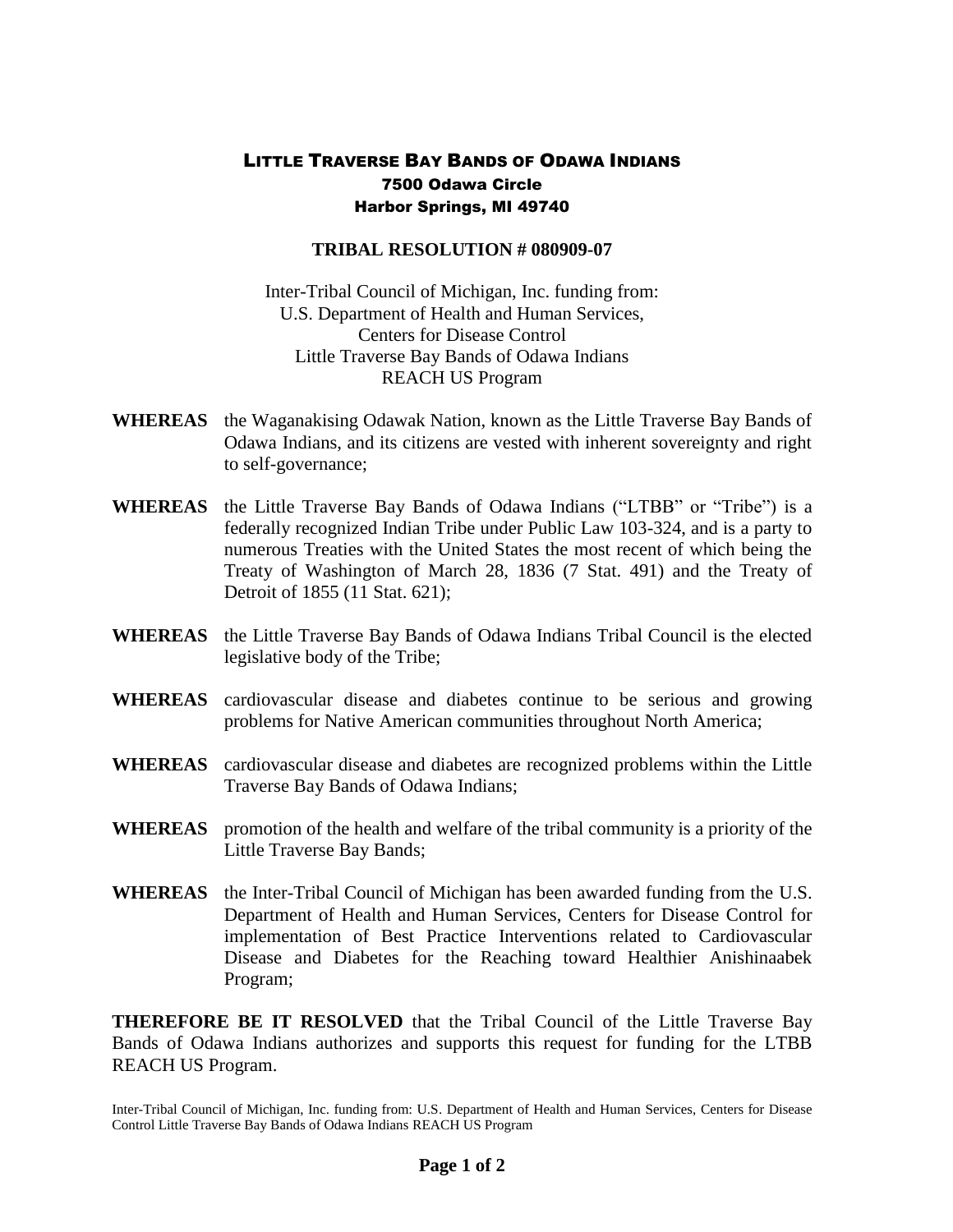# LITTLE TRAVERSE BAY BANDS OF ODAWA INDIANS

**7500 Odawa Circle**
**Harbor Springs, MI 49740**

## TRIBAL RESOLUTION # 080909-07

Inter-Tribal Council of Michigan, Inc. funding from:
U.S. Department of Health and Human Services,
Centers for Disease Control
Little Traverse Bay Bands of Odawa Indians
REACH US Program

**WHEREAS** the Waganakising Odawak Nation, known as the Little Traverse Bay Bands of Odawa Indians, and its citizens are vested with inherent sovereignty and right to self-governance;

**WHEREAS** the Little Traverse Bay Bands of Odawa Indians ("LTBB" or "Tribe") is a federally recognized Indian Tribe under Public Law 103-324, and is a party to numerous Treaties with the United States the most recent of which being the Treaty of Washington of March 28, 1836 (7 Stat. 491) and the Treaty of Detroit of 1855 (11 Stat. 621);

**WHEREAS** the Little Traverse Bay Bands of Odawa Indians Tribal Council is the elected legislative body of the Tribe;

**WHEREAS** cardiovascular disease and diabetes continue to be serious and growing problems for Native American communities throughout North America;

**WHEREAS** cardiovascular disease and diabetes are recognized problems within the Little Traverse Bay Bands of Odawa Indians;

**WHEREAS** promotion of the health and welfare of the tribal community is a priority of the Little Traverse Bay Bands;

**WHEREAS** the Inter-Tribal Council of Michigan has been awarded funding from the U.S. Department of Health and Human Services, Centers for Disease Control for implementation of Best Practice Interventions related to Cardiovascular Disease and Diabetes for the Reaching toward Healthier Anishinaabek Program;

**THEREFORE BE IT RESOLVED** that the Tribal Council of the Little Traverse Bay Bands of Odawa Indians authorizes and supports this request for funding for the LTBB REACH US Program.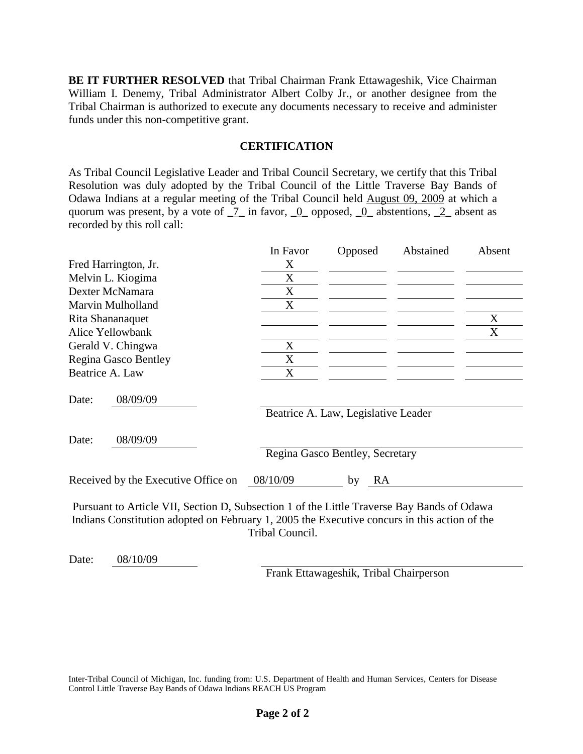**BE IT FURTHER RESOLVED** that Tribal Chairman Frank Ettawageshik, Vice Chairman William I. Denemy, Tribal Administrator Albert Colby Jr., or another designee from the Tribal Chairman is authorized to execute any documents necessary to receive and administer funds under this non-competitive grant.

## CERTIFICATION

As Tribal Council Legislative Leader and Tribal Council Secretary, we certify that this Tribal Resolution was duly adopted by the Tribal Council of the Little Traverse Bay Bands of Odawa Indians at a regular meeting of the Tribal Council held August 09, 2009 at which a quorum was present, by a vote of _7_ in favor, _0_ opposed, _0_ abstentions, _2_ absent as recorded by this roll call:

| | In Favor | Opposed | Abstained | Absent |
|---|---|---|---|---|
| Fred Harrington, Jr. | X | | | |
| Melvin L. Kiogima | X | | | |
| Dexter McNamara | X | | | |
| Marvin Mulholland | X | | | |
| Rita Shananaquet | | | | X |
| Alice Yellowbank | | | | X |
| Gerald V. Chingwa | X | | | |
| Regina Gasco Bentley | X | | | |
| Beatrice A. Law | X | | | |

Date: 08/09/09

Beatrice A. Law, Legislative Leader

Date: 08/09/09

Regina Gasco Bentley, Secretary

Received by the Executive Office on 08/10/09 by RA

Pursuant to Article VII, Section D, Subsection 1 of the Little Traverse Bay Bands of Odawa Indians Constitution adopted on February 1, 2005 the Executive concurs in this action of the Tribal Council.

Date: 08/10/09

Frank Ettawageshik, Tribal Chairperson

Inter-Tribal Council of Michigan, Inc. funding from: U.S. Department of Health and Human Services, Centers for Disease Control Little Traverse Bay Bands of Odawa Indians REACH US Program